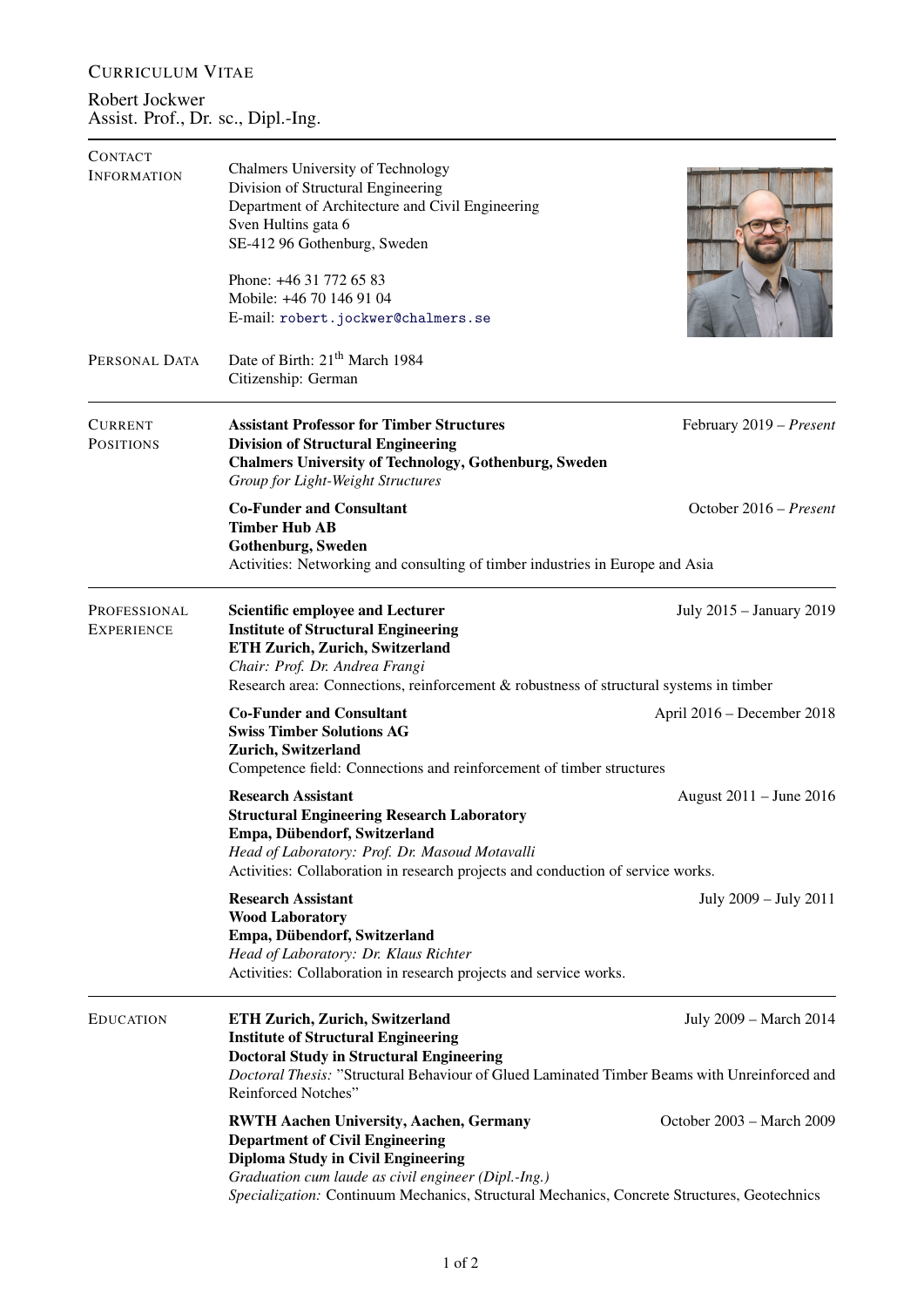# Curriculum Vitae

Robert Jockwer
Assist. Prof., Dr. sc., Dipl.-Ing.

---

## Contact Information

Chalmers University of Technology
Division of Structural Engineering
Department of Architecture and Civil Engineering
Sven Hultins gata 6
SE-412 96 Gothenburg, Sweden

Phone: +46 31 772 65 83
Mobile: +46 70 146 91 04
E-mail: robert.jockwer@chalmers.se

## Personal Data

Date of Birth: 21$^{th}$ March 1984
Citizenship: German

---

## Current Positions

**Assistant Professor for Timber Structures** — February 2019 – *Present*
**Division of Structural Engineering**
**Chalmers University of Technology, Gothenburg, Sweden**
*Group for Light-Weight Structures*

**Co-Funder and Consultant** — October 2016 – *Present*
**Timber Hub AB**
**Gothenburg, Sweden**
Activities: Networking and consulting of timber industries in Europe and Asia

---

## Professional Experience

**Scientific employee and Lecturer** — July 2015 – January 2019
**Institute of Structural Engineering**
**ETH Zurich, Zurich, Switzerland**
*Chair: Prof. Dr. Andrea Frangi*
Research area: Connections, reinforcement & robustness of structural systems in timber

**Co-Funder and Consultant** — April 2016 – December 2018
**Swiss Timber Solutions AG**
**Zurich, Switzerland**
Competence field: Connections and reinforcement of timber structures

**Research Assistant** — August 2011 – June 2016
**Structural Engineering Research Laboratory**
**Empa, Dübendorf, Switzerland**
*Head of Laboratory: Prof. Dr. Masoud Motavalli*
Activities: Collaboration in research projects and conduction of service works.

**Research Assistant** — July 2009 – July 2011
**Wood Laboratory**
**Empa, Dübendorf, Switzerland**
*Head of Laboratory: Dr. Klaus Richter*
Activities: Collaboration in research projects and service works.

---

## Education

**ETH Zurich, Zurich, Switzerland** — July 2009 – March 2014
**Institute of Structural Engineering**
**Doctoral Study in Structural Engineering**
*Doctoral Thesis:* "Structural Behaviour of Glued Laminated Timber Beams with Unreinforced and Reinforced Notches"

**RWTH Aachen University, Aachen, Germany** — October 2003 – March 2009
**Department of Civil Engineering**
**Diploma Study in Civil Engineering**
*Graduation cum laude as civil engineer (Dipl.-Ing.)*
*Specialization:* Continuum Mechanics, Structural Mechanics, Concrete Structures, Geotechnics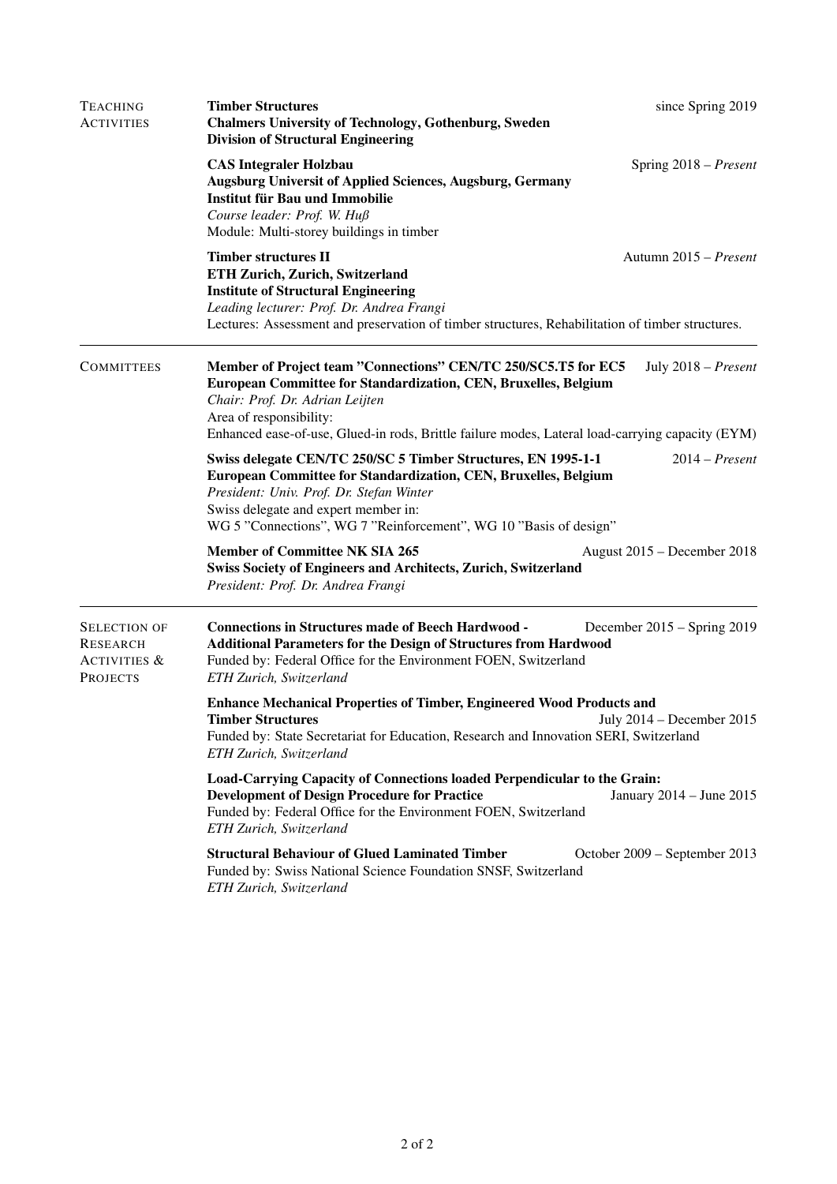## Teaching Activities

**Timber Structures** — since Spring 2019
**Chalmers University of Technology, Gothenburg, Sweden**
**Division of Structural Engineering**

**CAS Integraler Holzbau** — Spring 2018 – *Present*
**Augsburg Universit of Applied Sciences, Augsburg, Germany**
**Institut für Bau und Immobilie**
*Course leader: Prof. W. Huß*
Module: Multi-storey buildings in timber

**Timber structures II** — Autumn 2015 – *Present*
**ETH Zurich, Zurich, Switzerland**
**Institute of Structural Engineering**
*Leading lecturer: Prof. Dr. Andrea Frangi*
Lectures: Assessment and preservation of timber structures, Rehabilitation of timber structures.

---

## Committees

**Member of Project team "Connections" CEN/TC 250/SC5.T5 for EC5** — July 2018 – *Present*
**European Committee for Standardization, CEN, Bruxelles, Belgium**
*Chair: Prof. Dr. Adrian Leijten*
Area of responsibility:
Enhanced ease-of-use, Glued-in rods, Brittle failure modes, Lateral load-carrying capacity (EYM)

**Swiss delegate CEN/TC 250/SC 5 Timber Structures, EN 1995-1-1** — 2014 – *Present*
**European Committee for Standardization, CEN, Bruxelles, Belgium**
*President: Univ. Prof. Dr. Stefan Winter*
Swiss delegate and expert member in:
WG 5 "Connections", WG 7 "Reinforcement", WG 10 "Basis of design"

**Member of Committee NK SIA 265** — August 2015 – December 2018
**Swiss Society of Engineers and Architects, Zurich, Switzerland**
*President: Prof. Dr. Andrea Frangi*

---

## Selection of Research Activities & Projects

**Connections in Structures made of Beech Hardwood - Additional Parameters for the Design of Structures from Hardwood** — December 2015 – Spring 2019
Funded by: Federal Office for the Environment FOEN, Switzerland
*ETH Zurich, Switzerland*

**Enhance Mechanical Properties of Timber, Engineered Wood Products and Timber Structures** — July 2014 – December 2015
Funded by: State Secretariat for Education, Research and Innovation SERI, Switzerland
*ETH Zurich, Switzerland*

**Load-Carrying Capacity of Connections loaded Perpendicular to the Grain: Development of Design Procedure for Practice** — January 2014 – June 2015
Funded by: Federal Office for the Environment FOEN, Switzerland
*ETH Zurich, Switzerland*

**Structural Behaviour of Glued Laminated Timber** — October 2009 – September 2013
Funded by: Swiss National Science Foundation SNSF, Switzerland
*ETH Zurich, Switzerland*